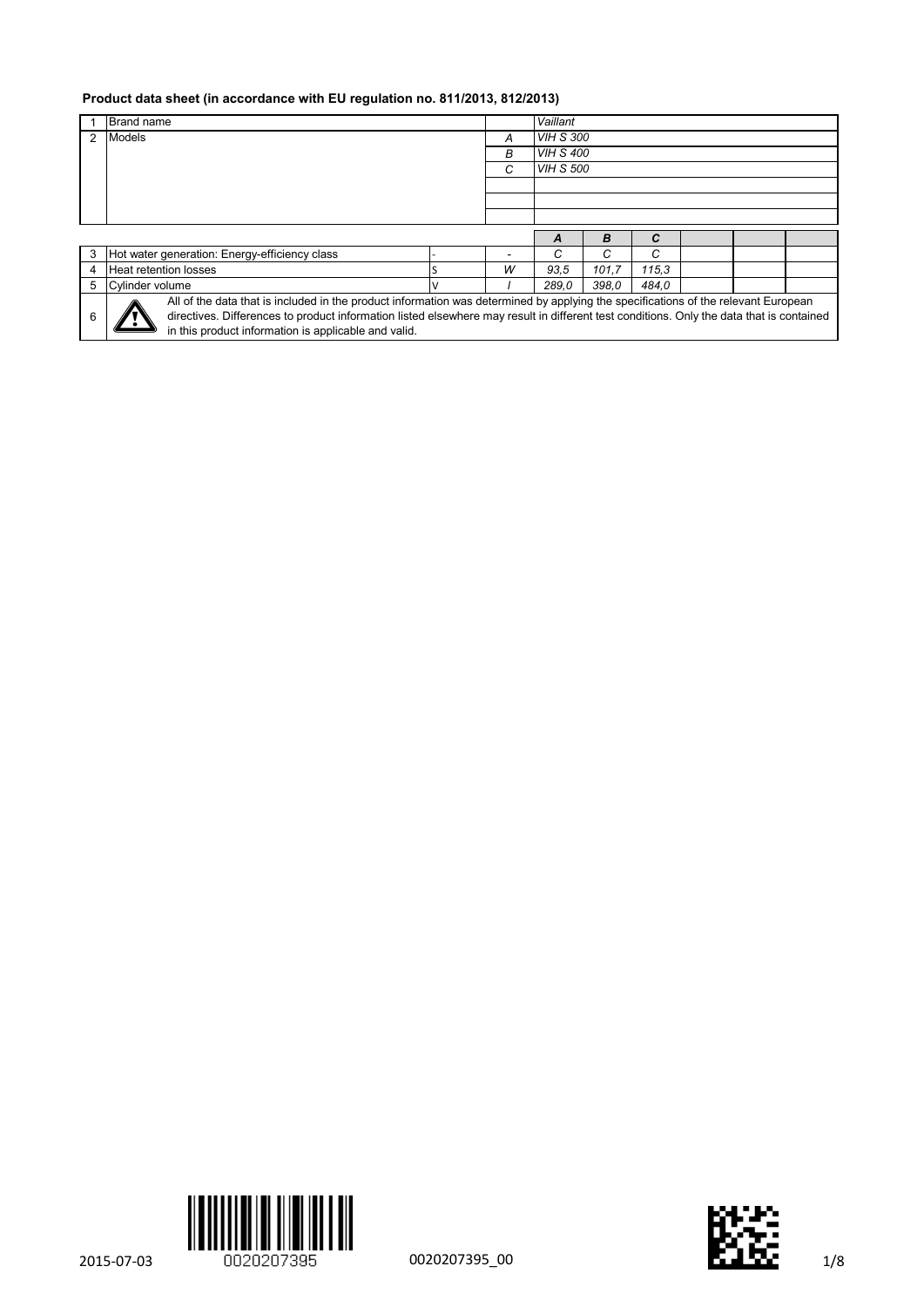**Product data sheet (in accordance with EU regulation no. 811/2013, 812/2013)**

| | | | | | | | | | |
|---|---|---|---|---|---|---|---|---|---|
| 1 | Brand name | | | *Vaillant* | | | | | |
| 2 | Models | | *A* | *VIH S 300* | | | | | |
| | | | *B* | *VIH S 400* | | | | | |
| | | | *C* | *VIH S 500* | | | | | |
| | | | | | | | | | |
| | | | | | | | | | |
| | | | | | | | | | |
| | | | | ***A*** | ***B*** | ***C*** | | | |
| 3 | Hot water generation: Energy-efficiency class | - | - | *C* | *C* | *C* | | | |
| 4 | Heat retention losses | S | *W* | *93,5* | *101,7* | *115,3* | | | |
| 5 | Cylinder volume | V | *l* | *289,0* | *398,0* | *484,0* | | | |
| 6 | ⚠ All of the data that is included in the product information was determined by applying the specifications of the relevant European directives. Differences to product information listed elsewhere may result in different test conditions. Only the data that is contained in this product information is applicable and valid. | | | | | | | | |

2015-07-03 0020207395 0020207395_00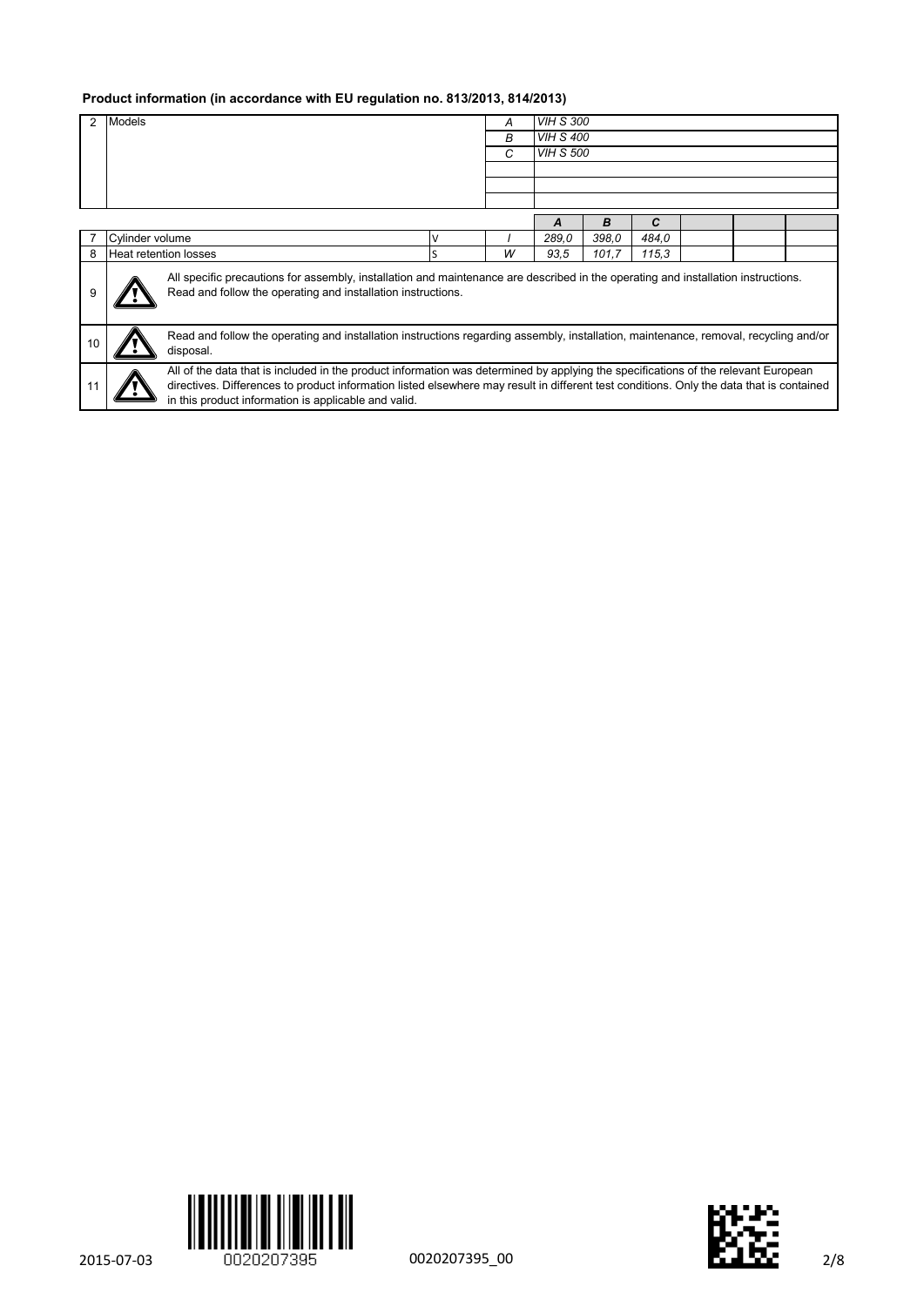**Product information (in accordance with EU regulation no. 813/2013, 814/2013)**

| 2 | Models | | A | *VIH S 300* | | | | | |
|---|---|---|---|---|---|---|---|---|---|
| | | | B | *VIH S 400* | | | | | |
| | | | C | *VIH S 500* | | | | | |
| | | | | | | | | | |
| | | | | | | | | | |
| | | | | | | | | | |
| | | | | ***A*** | ***B*** | ***C*** | | | |
| 7 | Cylinder volume | V | *l* | *289,0* | *398,0* | *484,0* | | | |
| 8 | Heat retention losses | S | *W* | *93,5* | *101,7* | *115,3* | | | |

| | |
|---|---|
| 9 | ⚠ All specific precautions for assembly, installation and maintenance are described in the operating and installation instructions. Read and follow the operating and installation instructions. |
| 10 | ⚠ Read and follow the operating and installation instructions regarding assembly, installation, maintenance, removal, recycling and/or disposal. |
| 11 | ⚠ All of the data that is included in the product information was determined by applying the specifications of the relevant European directives. Differences to product information listed elsewhere may result in different test conditions. Only the data that is contained in this product information is applicable and valid. |

2015-07-03 0020207395 0020207395_00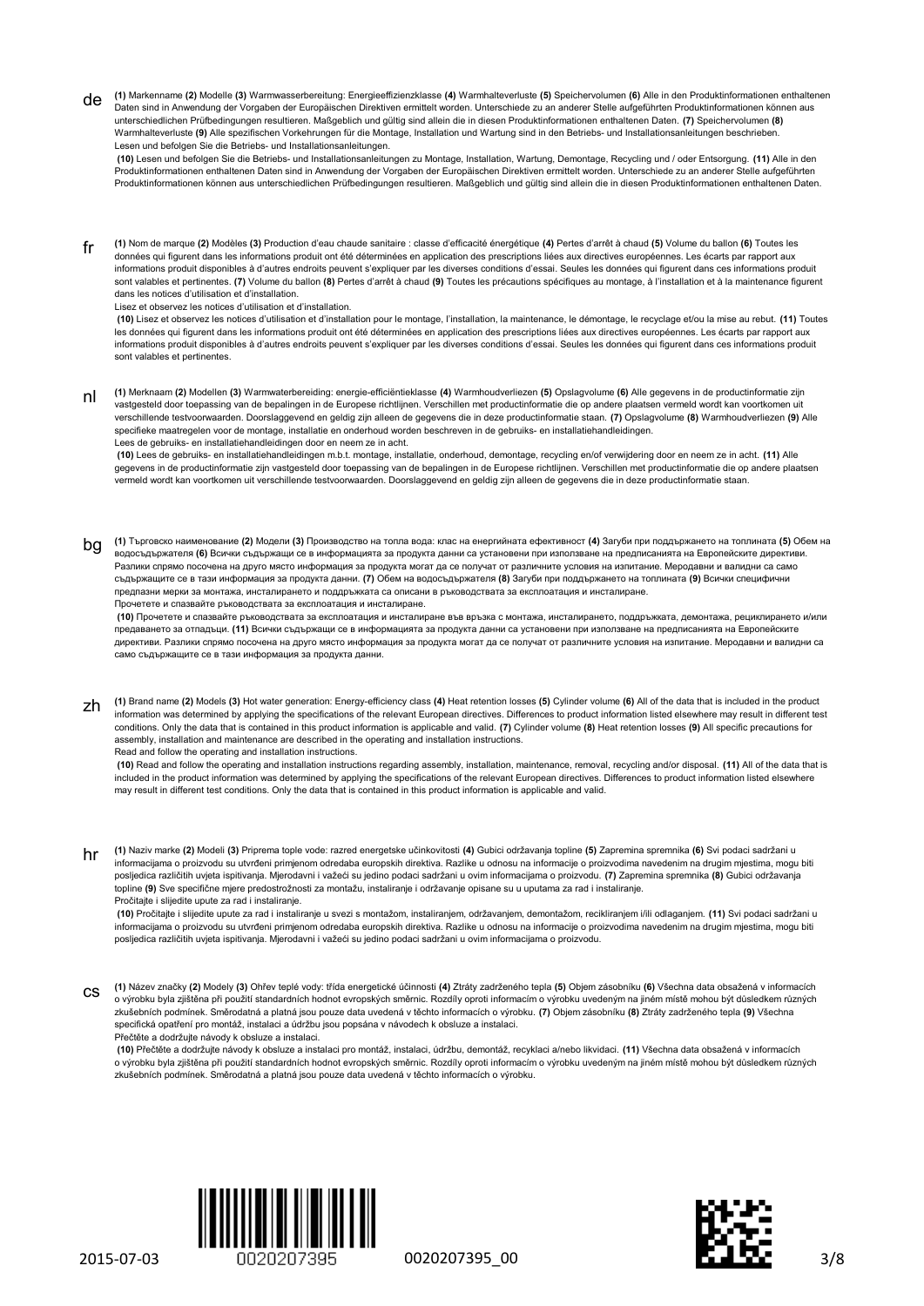de **(1)** Markenname **(2)** Modelle **(3)** Warmwasserbereitung: Energieeffizienzklasse **(4)** Warmhalteverluste **(5)** Speichervolumen **(6)** Alle in den Produktinformationen enthaltenen Daten sind in Anwendung der Vorgaben der Europäischen Direktiven ermittelt worden. Unterschiede zu an anderer Stelle aufgeführten Produktinformationen können aus unterschiedlichen Prüfbedingungen resultieren. Maßgeblich und gültig sind allein die in diesen Produktinformationen enthaltenen Daten. **(7)** Speichervolumen **(8)** Warmhalteverluste **(9)** Alle spezifischen Vorkehrungen für die Montage, Installation und Wartung sind in den Betriebs- und Installationsanleitungen beschrieben. Lesen und befolgen Sie die Betriebs- und Installationsanleitungen.

**(10)** Lesen und befolgen Sie die Betriebs- und Installationsanleitungen zu Montage, Installation, Wartung, Demontage, Recycling und / oder Entsorgung. **(11)** Alle in den Produktinformationen enthaltenen Daten sind in Anwendung der Vorgaben der Europäischen Direktiven ermittelt worden. Unterschiede zu an anderer Stelle aufgeführten Produktinformationen können aus unterschiedlichen Prüfbedingungen resultieren. Maßgeblich und gültig sind allein die in diesen Produktinformationen enthaltenen Daten.

fr **(1)** Nom de marque **(2)** Modèles **(3)** Production d'eau chaude sanitaire : classe d'efficacité énergétique **(4)** Pertes d'arrêt à chaud **(5)** Volume du ballon **(6)** Toutes les données qui figurent dans les informations produit ont été déterminées en application des prescriptions liées aux directives européennes. Les écarts par rapport aux informations produit disponibles à d'autres endroits peuvent s'expliquer par les diverses conditions d'essai. Seules les données qui figurent dans ces informations produit sont valables et pertinentes. **(7)** Volume du ballon **(8)** Pertes d'arrêt à chaud **(9)** Toutes les précautions spécifiques au montage, à l'installation et à la maintenance figurent dans les notices d'utilisation et d'installation.
Lisez et observez les notices d'utilisation et d'installation.

**(10)** Lisez et observez les notices d'utilisation et d'installation pour le montage, l'installation, la maintenance, le démontage, le recyclage et/ou la mise au rebut. **(11)** Toutes les données qui figurent dans les informations produit ont été déterminées en application des prescriptions liées aux directives européennes. Les écarts par rapport aux informations produit disponibles à d'autres endroits peuvent s'expliquer par les diverses conditions d'essai. Seules les données qui figurent dans ces informations produit sont valables et pertinentes.

nl **(1)** Merknaam **(2)** Modellen **(3)** Warmwaterbereiding: energie-efficiëntieklasse **(4)** Warmhoudverliezen **(5)** Opslagvolume **(6)** Alle gegevens in de productinformatie zijn vastgesteld door toepassing van de bepalingen in de Europese richtlijnen. Verschillen met productinformatie die op andere plaatsen vermeld wordt kan voortkomen uit verschillende testvoorwaarden. Doorslaggevend en geldig zijn alleen de gegevens die in deze productinformatie staan. **(7)** Opslagvolume **(8)** Warmhoudverliezen **(9)** Alle specifieke maatregelen voor de montage, installatie en onderhoud worden beschreven in de gebruiks- en installatiehandleidingen.
Lees de gebruiks- en installatiehandleidingen door en neem ze in acht.

**(10)** Lees de gebruiks- en installatiehandleidingen m.b.t. montage, installatie, onderhoud, demontage, recycling en/of verwijdering door en neem ze in acht. **(11)** Alle gegevens in de productinformatie zijn vastgesteld door toepassing van de bepalingen in de Europese richtlijnen. Verschillen met productinformatie die op andere plaatsen vermeld wordt kan voortkomen uit verschillende testvoorwaarden. Doorslaggevend en geldig zijn alleen de gegevens die in deze productinformatie staan.

bg **(1)** Търговско наименование **(2)** Модели **(3)** Производство на топла вода: клас на енергийната ефективност **(4)** Загуби при поддържането на топлината **(5)** Обем на водосъдържателя **(6)** Всички съдържащи се в информацията за продукта данни са установени при използване на предписанията на Европейските директиви. Разлики спрямо посочена на друго място информация за продукта могат да се получат от различните условия на изпитание. Меродавни и валидни са само съдържащите се в тази информация за продукта данни. **(7)** Обем на водосъдържателя **(8)** Загуби при поддържането на топлината **(9)** Всички специфични предпазни мерки за монтажа, инсталирането и поддръжката са описани в ръководствата за експлоатация и инсталиране.
Прочетете и спазвайте ръководствата за експлоатация и инсталиране.

**(10)** Прочетете и спазвайте ръководствата за експлоатация и инсталиране във връзка с монтажа, инсталирането, поддръжката, демонтажа, рециклирането и/или предаването за отпадъци. **(11)** Всички съдържащи се в информацията за продукта данни са установени при използване на предписанията на Европейските директиви. Разлики спрямо посочена на друго място информация за продукта могат да се получат от различните условия на изпитание. Меродавни и валидни са само съдържащите се в тази информация за продукта данни.

zh **(1)** Brand name **(2)** Models **(3)** Hot water generation: Energy-efficiency class **(4)** Heat retention losses **(5)** Cylinder volume **(6)** All of the data that is included in the product information was determined by applying the specifications of the relevant European directives. Differences to product information listed elsewhere may result in different test conditions. Only the data that is contained in this product information is applicable and valid. **(7)** Cylinder volume **(8)** Heat retention losses **(9)** All specific precautions for assembly, installation and maintenance are described in the operating and installation instructions.
Read and follow the operating and installation instructions.

**(10)** Read and follow the operating and installation instructions regarding assembly, installation, maintenance, removal, recycling and/or disposal. **(11)** All of the data that is included in the product information was determined by applying the specifications of the relevant European directives. Differences to product information listed elsewhere may result in different test conditions. Only the data that is contained in this product information is applicable and valid.

hr **(1)** Naziv marke **(2)** Modeli **(3)** Priprema tople vode: razred energetske učinkovitosti **(4)** Gubici održavanja topline **(5)** Zapremina spremnika **(6)** Svi podaci sadržani u informacijama o proizvodu su utvrđeni primjenom odredaba europskih direktiva. Razlike u odnosu na informacije o proizvodima navedenim na drugim mjestima, mogu biti posljedica različitih uvjeta ispitivanja. Mjerodavni i važeći su jedino podaci sadržani u ovim informacijama o proizvodu. **(7)** Zapremina spremnika **(8)** Gubici održavanja topline **(9)** Sve specifične mjere predostrožnosti za montažu, instaliranje i održavanje opisane su u uputama za rad i instaliranje.
Pročitajte i slijedite upute za rad i instaliranje.

**(10)** Pročitajte i slijedite upute za rad i instaliranje u svezi s montažom, instaliranjem, održavanjem, demontažom, recikliranjem i/ili odlaganjem. **(11)** Svi podaci sadržani u informacijama o proizvodu su utvrđeni primjenom odredaba europskih direktiva. Razlike u odnosu na informacije o proizvodima navedenim na drugim mjestima, mogu biti posljedica različitih uvjeta ispitivanja. Mjerodavni i važeći su jedino podaci sadržani u ovim informacijama o proizvodu.

cs **(1)** Název značky **(2)** Modely **(3)** Ohřev teplé vody: třída energetické účinnosti **(4)** Ztráty zadrženého tepla **(5)** Objem zásobníku **(6)** Všechna data obsažená v informacích o výrobku byla zjištěna při použití standardních hodnot evropských směrnic. Rozdíly oproti informacím o výrobku uvedeným na jiném místě mohou být důsledkem různých zkušebních podmínek. Směrodatná a platná jsou pouze data uvedená v těchto informacích o výrobku. **(7)** Objem zásobníku **(8)** Ztráty zadrženého tepla **(9)** Všechna specifická opatření pro montáž, instalaci a údržbu jsou popsána v návodech k obsluze a instalaci.
Přečtěte a dodržujte návody k obsluze a instalaci.

**(10)** Přečtěte a dodržujte návody k obsluze a instalaci pro montáž, instalaci, údržbu, demontáž, recyklaci a/nebo likvidaci. **(11)** Všechna data obsažená v informacích o výrobku byla zjištěna při použití standardních hodnot evropských směrnic. Rozdíly oproti informacím o výrobku uvedeným na jiném místě mohou být důsledkem různých zkušebních podmínek. Směrodatná a platná jsou pouze data uvedená v těchto informacích o výrobku.

2015-07-03 0020207395 0020207395_00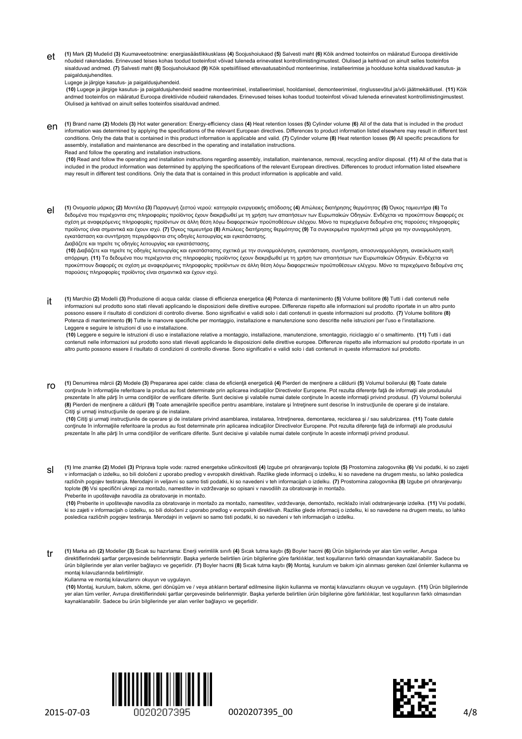**et**

**(1)** Mark **(2)** Mudelid **(3)** Kuumaveetootmine: energiasäästlikkusklass **(4)** Soojushoiukaod **(5)** Salvesti maht **(6)** Kõik andmed tooteinfos on määratud Euroopa direktiivide nõudeid rakendades. Erinevused teises kohas toodud tooteinfost võivad tuleneda erinevatest kontrollimistingimustest. Olulised ja kehtivad on ainult selles tooteinfos sisalduvad andmed. **(7)** Salvesti maht **(8)** Soojushoiukaod **(9)** Kõik spetsiifilised ettevaatusabinõud monteerimise, installeerimise ja hoolduse kohta sisalduvad kasutus- ja paigaldusjuhendites.

Lugege ja järgige kasutus- ja paigaldusjuhendeid.

**(10)** Lugege ja järgige kasutus- ja paigaldusjuhendeid seadme monteerimisel, installeerimisel, hooldamisel, demonteerimisel, ringlussevõtul ja/või jäätmekäitlusel. **(11)** Kõik andmed tooteinfos on määratud Euroopa direktiivide nõudeid rakendades. Erinevused teises kohas toodud tooteinfost võivad tuleneda erinevatest kontrollimistingimustest. Olulised ja kehtivad on ainult selles tooteinfos sisalduvad andmed.

**en**

**(1)** Brand name **(2)** Models **(3)** Hot water generation: Energy-efficiency class **(4)** Heat retention losses **(5)** Cylinder volume **(6)** All of the data that is included in the product information was determined by applying the specifications of the relevant European directives. Differences to product information listed elsewhere may result in different test conditions. Only the data that is contained in this product information is applicable and valid. **(7)** Cylinder volume **(8)** Heat retention losses **(9)** All specific precautions for assembly, installation and maintenance are described in the operating and installation instructions.

Read and follow the operating and installation instructions.

**(10)** Read and follow the operating and installation instructions regarding assembly, installation, maintenance, removal, recycling and/or disposal. **(11)** All of the data that is included in the product information was determined by applying the specifications of the relevant European directives. Differences to product information listed elsewhere may result in different test conditions. Only the data that is contained in this product information is applicable and valid.

**el**

**(1)** Ονομασία μάρκας **(2)** Μοντέλα **(3)** Παραγωγή ζεστού νερού: κατηγορία ενεργειακής απόδοσης **(4)** Απώλειες διατήρησης θερμότητας **(5)** Όγκος ταμιευτήρα **(6)** Τα δεδομένα που περιέχονται στις πληροφορίες προϊόντος έχουν διακριβωθεί με τη χρήση των απαιτήσεων των Ευρωπαϊκών Οδηγιών. Ενδέχεται να προκύπτουν διαφορές σε σχέση με αναφερόμενες πληροφορίες προϊόντων σε άλλη θέση λόγω διαφορετικών προϋποθέσεων ελέγχου. Μόνο τα περιεχόμενα δεδομένα στις παρούσες πληροφορίες προϊόντος είναι σημαντικά και έχουν ισχύ. **(7)** Όγκος ταμιευτήρα **(8)** Απώλειες διατήρησης θερμότητας **(9)** Τα συγκεκριμένα προληπτικά μέτρα για την συναρμολόγηση, εγκατάσταση και συντήρηση περιγράφονται στις οδηγίες λειτουργίας και εγκατάστασης.

Διαβάζετε και τηρείτε τις οδηγίες λειτουργίας και εγκατάστασης.

**(10)** Διαβάζετε και τηρείτε τις οδηγίες λειτουργίας και εγκατάστασης σχετικά με την συναρμολόγηση, εγκατάσταση, συντήρηση, αποσυναρμολόγηση, ανακύκλωση και/ή απόρριψη. **(11)** Τα δεδομένα που περιέχονται στις πληροφορίες προϊόντος έχουν διακριβωθεί με τη χρήση των απαιτήσεων των Ευρωπαϊκών Οδηγιών. Ενδέχεται να προκύπτουν διαφορές σε σχέση με αναφερόμενες πληροφορίες προϊόντων σε άλλη θέση λόγω διαφορετικών προϋποθέσεων ελέγχου. Μόνο τα περιεχόμενα δεδομένα στις παρούσες πληροφορίες προϊόντος είναι σημαντικά και έχουν ισχύ.

**it**

**(1)** Marchio **(2)** Modelli **(3)** Produzione di acqua calda: classe di efficienza energetica **(4)** Potenza di mantenimento **(5)** Volume bollitore **(6)** Tutti i dati contenuti nelle informazioni sul prodotto sono stati rilevati applicando le disposizioni delle direttive europee. Differenze rispetto alle informazioni sul prodotto riportate in un altro punto possono essere il risultato di condizioni di controllo diverse. Sono significativi e validi solo i dati contenuti in queste informazioni sul prodotto. **(7)** Volume bollitore **(8)** Potenza di mantenimento **(9)** Tutte le manovre specifiche per montaggio, installazione e manutenzione sono descritte nelle istruzioni per l'uso e l'installazione.

Leggere e seguire le istruzioni di uso e installazione.

**(10)** Leggere e seguire le istruzioni di uso e installazione relative a montaggio, installazione, manutenzione, smontaggio, riciclaggio e/ o smaltimento. **(11)** Tutti i dati contenuti nelle informazioni sul prodotto sono stati rilevati applicando le disposizioni delle direttive europee. Differenze rispetto alle informazioni sul prodotto riportate in un altro punto possono essere il risultato di condizioni di controllo diverse. Sono significativi e validi solo i dati contenuti in queste informazioni sul prodotto.

**ro**

**(1)** Denumirea mărcii **(2)** Modele **(3)** Prepararea apei calde: clasa de eficienţă energetică **(4)** Pierderi de menţinere a căldurii **(5)** Volumul boilerului **(6)** Toate datele conţinute în informaţiile referitoare la produs au fost determinate prin aplicarea indicaţiilor Directivelor Europene. Pot rezulta diferenţe faţă de informaţii ale produsului prezentate în alte părţi în urma condiţiilor de verificare diferite. Sunt decisive şi valabile numai datele conţinute în aceste informaţii privind produsul. **(7)** Volumul boilerului **(8)** Pierderi de menţinere a căldurii **(9)** Toate amenajările specifice pentru asamblare, instalare şi întreţinere sunt descrise în instrucţiunile de operare şi de instalare.

Citiţi şi urmaţi instrucţiunile de operare şi de instalare.

**(10)** Citiţi şi urmaţi instrucţiunile de operare şi de instalare privind asamblarea, instalarea, întreţinerea, demontarea, reciclarea şi / sau salubrizarea. **(11)** Toate datele conţinute în informaţiile referitoare la produs au fost determinate prin aplicarea indicaţiilor Directivelor Europene. Pot rezulta diferenţe faţă de informaţii ale produsului prezentate în alte părţi în urma condiţiilor de verificare diferite. Sunt decisive şi valabile numai datele conţinute în aceste informaţii privind produsul.

**sl**

**(1)** Ime znamke **(2)** Modeli **(3)** Priprava tople vode: razred energetske učinkovitosti **(4)** Izgube pri ohranjevanju toplote **(5)** Prostornina zalogovnika **(6)** Vsi podatki, ki so zajeti v informacijah o izdelku, so bili določeni z uporabo predlog v evropskih direktivah. Razlike glede informacij o izdelku, ki so navedene na drugem mestu, so lahko posledica različnih pogojev testiranja. Merodajni in veljavni so samo tisti podatki, ki so navedeni v teh informacijah o izdelku. **(7)** Prostornina zalogovnika **(8)** Izgube pri ohranjevanju toplote **(9)** Vsi specifični ukrepi za montažo, namestitev in vzdrževanje so opisani v navodilih za obratovanje in montažo.

Preberite in upoštevajte navodila za obratovanje in montažo.

**(10)** Preberite in upoštevajte navodila za obratovanje in montažo za montažo, namestitev, vzdrževanje, demontažo, reciklažo in/ali odstranjevanje izdelka. **(11)** Vsi podatki, ki so zajeti v informacijah o izdelku, so bili določeni z uporabo predlog v evropskih direktivah. Razlike glede informacij o izdelku, ki so navedene na drugem mestu, so lahko posledica različnih pogojev testiranja. Merodajni in veljavni so samo tisti podatki, ki so navedeni v teh informacijah o izdelku.

**tr**

**(1)** Marka adı **(2)** Modeller **(3)** Sıcak su hazırlama: Enerji verimlilik sınıfı **(4)** Sıcak tutma kaybı **(5)** Boyler hacmi **(6)** Ürün bilgilerinde yer alan tüm veriler, Avrupa direktiflerindeki şartlar çerçevesinde belirlenmiştir. Başka yerlerde belirtilen ürün bilgilerine göre farklılıklar, test koşullarının farklı olmasından kaynaklanabilir. Sadece bu ürün bilgilerinde yer alan veriler bağlayıcı ve geçerlidir. **(7)** Boyler hacmi **(8)** Sıcak tutma kaybı **(9)** Montaj, kurulum ve bakım için alınması gereken özel önlemler kullanma ve montaj kılavuzlarında belirtilmiştir.

Kullanma ve montaj kılavuzlarını okuyun ve uygulayın.

**(10)** Montaj, kurulum, bakım, sökme, geri dönüşüm ve / veya atıkların bertaraf edilmesine ilişkin kullanma ve montaj kılavuzlarını okuyun ve uygulayın. **(11)** Ürün bilgilerinde yer alan tüm veriler, Avrupa direktiflerindeki şartlar çerçevesinde belirlenmiştir. Başka yerlerde belirtilen ürün bilgilerine göre farklılıklar, test koşullarının farklı olmasından kaynaklanabilir. Sadece bu ürün bilgilerinde yer alan veriler bağlayıcı ve geçerlidir.

2015-07-03 0020207395 0020207395_00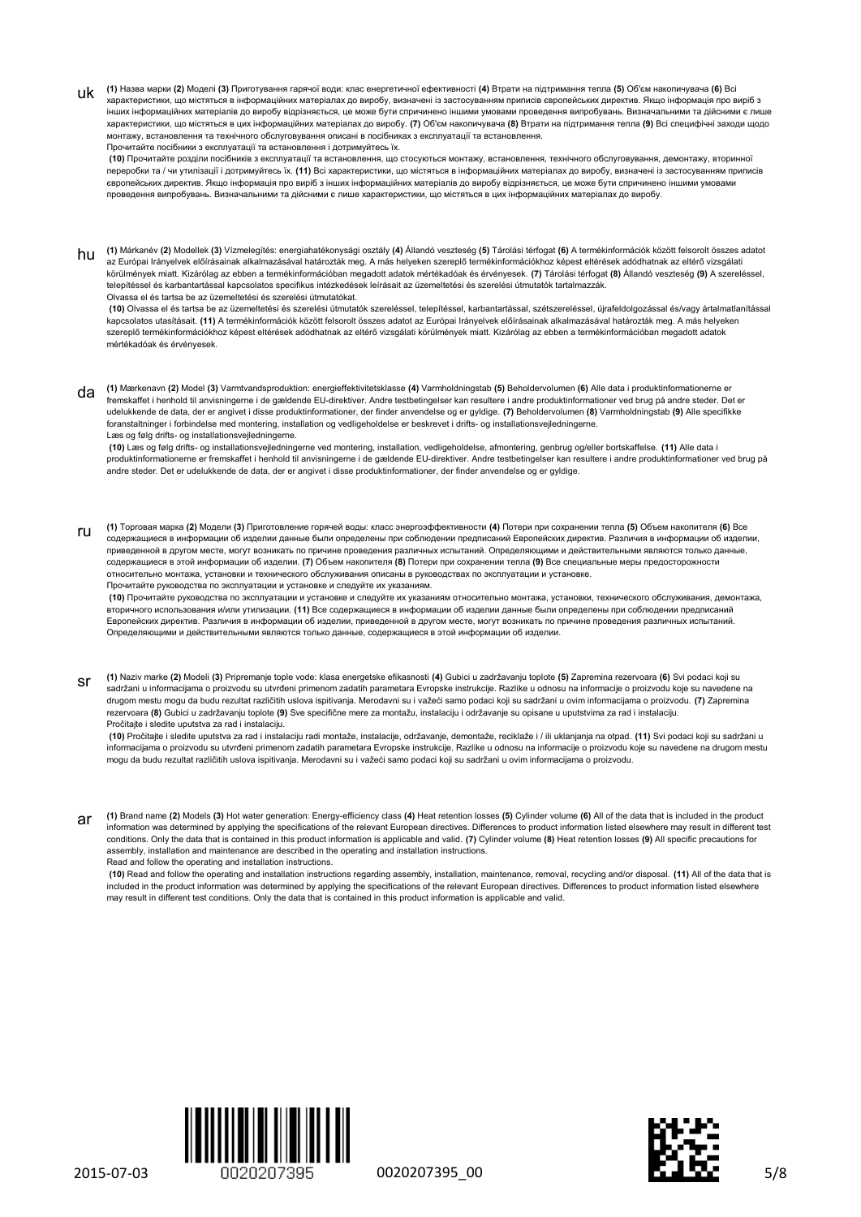**uk** **(1)** Назва марки **(2)** Моделі **(3)** Приготування гарячої води: клас енергетичної ефективності **(4)** Втрати на підтримання тепла **(5)** Об'єм накопичувача **(6)** Всі характеристики, що містяться в інформаційних матеріалах до виробу, визначені із застосуванням приписів європейських директив. Якщо інформація про виріб з інших інформаційних матеріалів до виробу відрізняється, це може бути спричинено іншими умовами проведення випробувань. Визначальними та дійсними є лише характеристики, що містяться в цих інформаційних матеріалах до виробу. **(7)** Об'єм накопичувача **(8)** Втрати на підтримання тепла **(9)** Всі специфічні заходи щодо монтажу, встановлення та технічного обслуговування описані в посібниках з експлуатації та встановлення.
Прочитайте посібники з експлуатації та встановлення і дотримуйтесь їх.
**(10)** Прочитайте розділи посібників з експлуатації та встановлення, що стосуються монтажу, встановлення, технічного обслуговування, демонтажу, вторинної переробки та / чи утилізації і дотримуйтесь їх. **(11)** Всі характеристики, що містяться в інформаційних матеріалах до виробу, визначені із застосуванням приписів європейських директив. Якщо інформація про виріб з інших інформаційних матеріалів до виробу відрізняється, це може бути спричинено іншими умовами проведення випробувань. Визначальними та дійсними є лише характеристики, що містяться в цих інформаційних матеріалах до виробу.

**hu** **(1)** Márkanév **(2)** Modellek **(3)** Vízmelegítés: energiahatékonysági osztály **(4)** Állandó veszteség **(5)** Tárolási térfogat **(6)** A termékinformációk között felsorolt összes adatot az Európai Irányelvek előírásainak alkalmazásával határozták meg. A más helyeken szereplő termékinformációkhoz képest eltérések adódhatnak az eltérő vizsgálati körülmények miatt. Kizárólag az ebben a termékinformációban megadott adatok mértékadóak és érvényesek. **(7)** Tárolási térfogat **(8)** Állandó veszteség **(9)** A szereléssel, telepítéssel és karbantartással kapcsolatos specifikus intézkedések leírásait az üzemeltetési és szerelési útmutatók tartalmazzák.
Olvassa el és tartsa be az üzemeltetési és szerelési útmutatókat.
**(10)** Olvassa el és tartsa be az üzemeltetési és szerelési útmutatók szereléssel, telepítéssel, karbantartással, szétszereléssel, újrafeldolgozással és/vagy ártalmatlanítással kapcsolatos utasításait. **(11)** A termékinformációk között felsorolt összes adatot az Európai Irányelvek előírásainak alkalmazásával határozták meg. A más helyeken szereplő termékinformációkhoz képest eltérések adódhatnak az eltérő vizsgálati körülmények miatt. Kizárólag az ebben a termékinformációban megadott adatok mértékadóak és érvényesek.

**da** **(1)** Mærkenavn **(2)** Model **(3)** Varmtvandsproduktion: energieffektivitetsklasse **(4)** Varmholdningstab **(5)** Beholdervolumen **(6)** Alle data i produktinformationerne er fremskaffet i henhold til anvisningerne i de gældende EU-direktiver. Andre testbetingelser kan resultere i andre produktinformationer ved brug på andre steder. Det er udelukkende de data, der er angivet i disse produktinformationer, der finder anvendelse og er gyldige. **(7)** Beholdervolumen **(8)** Varmholdningstab **(9)** Alle specifikke foranstaltninger i forbindelse med montering, installation og vedligeholdelse er beskrevet i drifts- og installationsvejledningerne.
Læs og følg drifts- og installationsvejledningerne.
**(10)** Læs og følg drifts- og installationsvejledningerne ved montering, installation, vedligeholdelse, afmontering, genbrug og/eller bortskaffelse. **(11)** Alle data i produktinformationerne er fremskaffet i henhold til anvisningerne i de gældende EU-direktiver. Andre testbetingelser kan resultere i andre produktinformationer ved brug på andre steder. Det er udelukkende de data, der er angivet i disse produktinformationer, der finder anvendelse og er gyldige.

**ru** **(1)** Торговая марка **(2)** Модели **(3)** Приготовление горячей воды: класс энергоэффективности **(4)** Потери при сохранении тепла **(5)** Объем накопителя **(6)** Все содержащиеся в информации об изделии данные были определены при соблюдении предписаний Европейских директив. Различия в информации об изделии, приведенной в другом месте, могут возникать по причине проведения различных испытаний. Определяющими и действительными являются только данные, содержащиеся в этой информации об изделии. **(7)** Объем накопителя **(8)** Потери при сохранении тепла **(9)** Все специальные меры предосторожности относительно монтажа, установки и технического обслуживания описаны в руководствах по эксплуатации и установке.
Прочитайте руководства по эксплуатации и установке и следуйте их указаниям.
**(10)** Прочитайте руководства по эксплуатации и установке и следуйте их указаниям относительно монтажа, установки, технического обслуживания, демонтажа, вторичного использования и/или утилизации. **(11)** Все содержащиеся в информации об изделии данные были определены при соблюдении предписаний Европейских директив. Различия в информации об изделии, приведенной в другом месте, могут возникать по причине проведения различных испытаний. Определяющими и действительными являются только данные, содержащиеся в этой информации об изделии.

**sr** **(1)** Naziv marke **(2)** Modeli **(3)** Pripremanje tople vode: klasa energetske efikasnosti **(4)** Gubici u zadržavanju toplote **(5)** Zapremina rezervoara **(6)** Svi podaci koji su sadržani u informacijama o proizvodu su utvrđeni primenom zadatih parametara Evropske instrukcije. Razlike u odnosu na informacije o proizvodu koje su navedene na drugom mestu mogu da budu rezultat različitih uslova ispitivanja. Merodavni su i važeći samo podaci koji su sadržani u ovim informacijama o proizvodu. **(7)** Zapremina rezervoara **(8)** Gubici u zadržavanju toplote **(9)** Sve specifične mere za montažu, instalaciju i održavanje su opisane u uputstvima za rad i instalaciju.
Pročitajte i sledite uputstva za rad i instalaciju.
**(10)** Pročitajte i sledite uputstva za rad i instalaciju radi montaže, instalacije, održavanje, demontaže, reciklaže i / ili uklanjanja na otpad. **(11)** Svi podaci koji su sadržani u informacijama o proizvodu su utvrđeni primenom zadatih parametara Evropske instrukcije. Razlike u odnosu na informacije o proizvodu koje su navedene na drugom mestu mogu da budu rezultat različitih uslova ispitivanja. Merodavni su i važeći samo podaci koji su sadržani u ovim informacijama o proizvodu.

**ar** **(1)** Brand name **(2)** Models **(3)** Hot water generation: Energy-efficiency class **(4)** Heat retention losses **(5)** Cylinder volume **(6)** All of the data that is included in the product information was determined by applying the specifications of the relevant European directives. Differences to product information listed elsewhere may result in different test conditions. Only the data that is contained in this product information is applicable and valid. **(7)** Cylinder volume **(8)** Heat retention losses **(9)** All specific precautions for assembly, installation and maintenance are described in the operating and installation instructions.
Read and follow the operating and installation instructions.
**(10)** Read and follow the operating and installation instructions regarding assembly, installation, maintenance, removal, recycling and/or disposal. **(11)** All of the data that is included in the product information was determined by applying the specifications of the relevant European directives. Differences to product information listed elsewhere may result in different test conditions. Only the data that is contained in this product information is applicable and valid.

2015-07-03 0020207395 0020207395_00